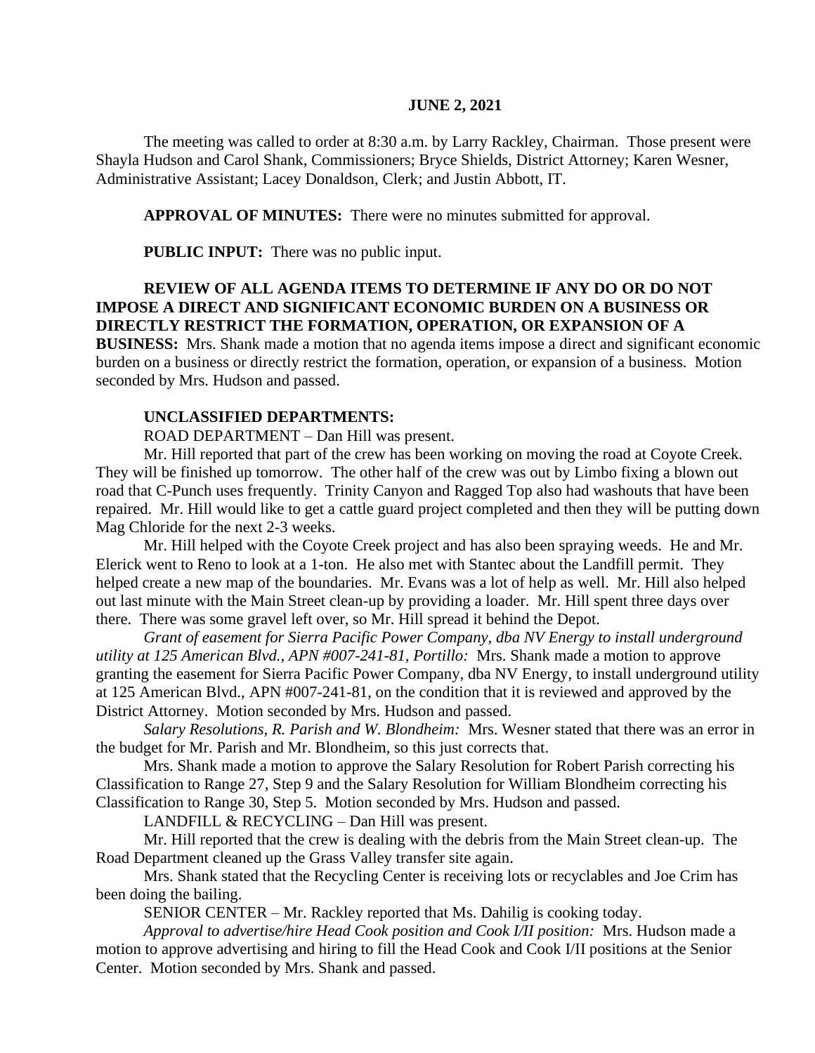**JUNE 2, 2021**

The meeting was called to order at 8:30 a.m. by Larry Rackley, Chairman. Those present were Shayla Hudson and Carol Shank, Commissioners; Bryce Shields, District Attorney; Karen Wesner, Administrative Assistant; Lacey Donaldson, Clerk; and Justin Abbott, IT.

**APPROVAL OF MINUTES:** There were no minutes submitted for approval.

**PUBLIC INPUT:** There was no public input.

**REVIEW OF ALL AGENDA ITEMS TO DETERMINE IF ANY DO OR DO NOT IMPOSE A DIRECT AND SIGNIFICANT ECONOMIC BURDEN ON A BUSINESS OR DIRECTLY RESTRICT THE FORMATION, OPERATION, OR EXPANSION OF A BUSINESS:** Mrs. Shank made a motion that no agenda items impose a direct and significant economic burden on a business or directly restrict the formation, operation, or expansion of a business. Motion seconded by Mrs. Hudson and passed.

**UNCLASSIFIED DEPARTMENTS:**

ROAD DEPARTMENT – Dan Hill was present.

Mr. Hill reported that part of the crew has been working on moving the road at Coyote Creek. They will be finished up tomorrow. The other half of the crew was out by Limbo fixing a blown out road that C-Punch uses frequently. Trinity Canyon and Ragged Top also had washouts that have been repaired. Mr. Hill would like to get a cattle guard project completed and then they will be putting down Mag Chloride for the next 2-3 weeks.

Mr. Hill helped with the Coyote Creek project and has also been spraying weeds. He and Mr. Elerick went to Reno to look at a 1-ton. He also met with Stantec about the Landfill permit. They helped create a new map of the boundaries. Mr. Evans was a lot of help as well. Mr. Hill also helped out last minute with the Main Street clean-up by providing a loader. Mr. Hill spent three days over there. There was some gravel left over, so Mr. Hill spread it behind the Depot.

*Grant of easement for Sierra Pacific Power Company, dba NV Energy to install underground utility at 125 American Blvd., APN #007-241-81, Portillo:* Mrs. Shank made a motion to approve granting the easement for Sierra Pacific Power Company, dba NV Energy, to install underground utility at 125 American Blvd., APN #007-241-81, on the condition that it is reviewed and approved by the District Attorney. Motion seconded by Mrs. Hudson and passed.

*Salary Resolutions, R. Parish and W. Blondheim:* Mrs. Wesner stated that there was an error in the budget for Mr. Parish and Mr. Blondheim, so this just corrects that.

Mrs. Shank made a motion to approve the Salary Resolution for Robert Parish correcting his Classification to Range 27, Step 9 and the Salary Resolution for William Blondheim correcting his Classification to Range 30, Step 5. Motion seconded by Mrs. Hudson and passed.

LANDFILL & RECYCLING – Dan Hill was present.

Mr. Hill reported that the crew is dealing with the debris from the Main Street clean-up. The Road Department cleaned up the Grass Valley transfer site again.

Mrs. Shank stated that the Recycling Center is receiving lots or recyclables and Joe Crim has been doing the bailing.

SENIOR CENTER – Mr. Rackley reported that Ms. Dahilig is cooking today.

*Approval to advertise/hire Head Cook position and Cook I/II position:* Mrs. Hudson made a motion to approve advertising and hiring to fill the Head Cook and Cook I/II positions at the Senior Center. Motion seconded by Mrs. Shank and passed.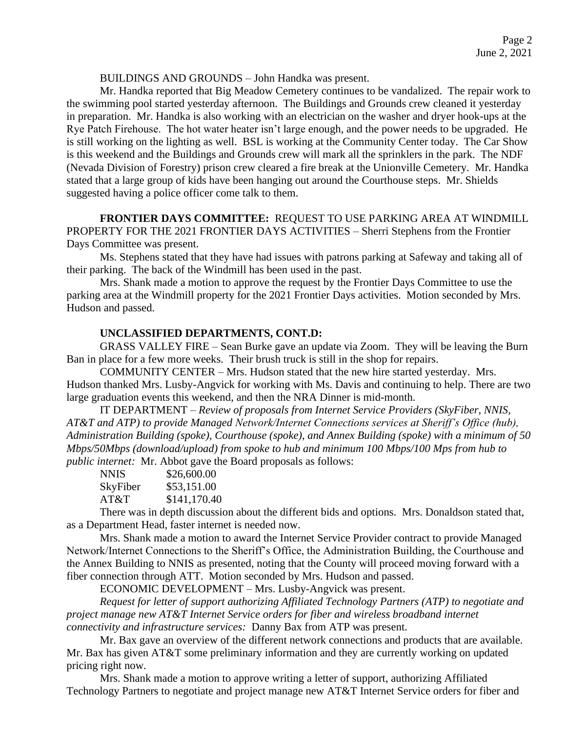BUILDINGS AND GROUNDS – John Handka was present.

Mr. Handka reported that Big Meadow Cemetery continues to be vandalized. The repair work to the swimming pool started yesterday afternoon. The Buildings and Grounds crew cleaned it yesterday in preparation. Mr. Handka is also working with an electrician on the washer and dryer hook-ups at the Rye Patch Firehouse. The hot water heater isn't large enough, and the power needs to be upgraded. He is still working on the lighting as well. BSL is working at the Community Center today. The Car Show is this weekend and the Buildings and Grounds crew will mark all the sprinklers in the park. The NDF (Nevada Division of Forestry) prison crew cleared a fire break at the Unionville Cemetery. Mr. Handka stated that a large group of kids have been hanging out around the Courthouse steps. Mr. Shields suggested having a police officer come talk to them.

**FRONTIER DAYS COMMITTEE:** REQUEST TO USE PARKING AREA AT WINDMILL PROPERTY FOR THE 2021 FRONTIER DAYS ACTIVITIES – Sherri Stephens from the Frontier Days Committee was present.

Ms. Stephens stated that they have had issues with patrons parking at Safeway and taking all of their parking. The back of the Windmill has been used in the past.

Mrs. Shank made a motion to approve the request by the Frontier Days Committee to use the parking area at the Windmill property for the 2021 Frontier Days activities. Motion seconded by Mrs. Hudson and passed.

**UNCLASSIFIED DEPARTMENTS, CONT.D:**

GRASS VALLEY FIRE – Sean Burke gave an update via Zoom. They will be leaving the Burn Ban in place for a few more weeks. Their brush truck is still in the shop for repairs.

COMMUNITY CENTER – Mrs. Hudson stated that the new hire started yesterday. Mrs. Hudson thanked Mrs. Lusby-Angvick for working with Ms. Davis and continuing to help. There are two large graduation events this weekend, and then the NRA Dinner is mid-month.

IT DEPARTMENT – *Review of proposals from Internet Service Providers (SkyFiber, NNIS, AT&T and ATP) to provide Managed Network/Internet Connections services at Sheriff's Office (hub), Administration Building (spoke), Courthouse (spoke), and Annex Building (spoke) with a minimum of 50 Mbps/50Mbps (download/upload) from spoke to hub and minimum 100 Mbps/100 Mps from hub to public internet:* Mr. Abbot gave the Board proposals as follows:

| | |
|---|---|
| NNIS | $26,600.00 |
| SkyFiber | $53,151.00 |
| AT&T | $141,170.40 |

There was in depth discussion about the different bids and options. Mrs. Donaldson stated that, as a Department Head, faster internet is needed now.

Mrs. Shank made a motion to award the Internet Service Provider contract to provide Managed Network/Internet Connections to the Sheriff's Office, the Administration Building, the Courthouse and the Annex Building to NNIS as presented, noting that the County will proceed moving forward with a fiber connection through ATT. Motion seconded by Mrs. Hudson and passed.

ECONOMIC DEVELOPMENT – Mrs. Lusby-Angvick was present.

*Request for letter of support authorizing Affiliated Technology Partners (ATP) to negotiate and project manage new AT&T Internet Service orders for fiber and wireless broadband internet connectivity and infrastructure services:* Danny Bax from ATP was present.

Mr. Bax gave an overview of the different network connections and products that are available. Mr. Bax has given AT&T some preliminary information and they are currently working on updated pricing right now.

Mrs. Shank made a motion to approve writing a letter of support, authorizing Affiliated Technology Partners to negotiate and project manage new AT&T Internet Service orders for fiber and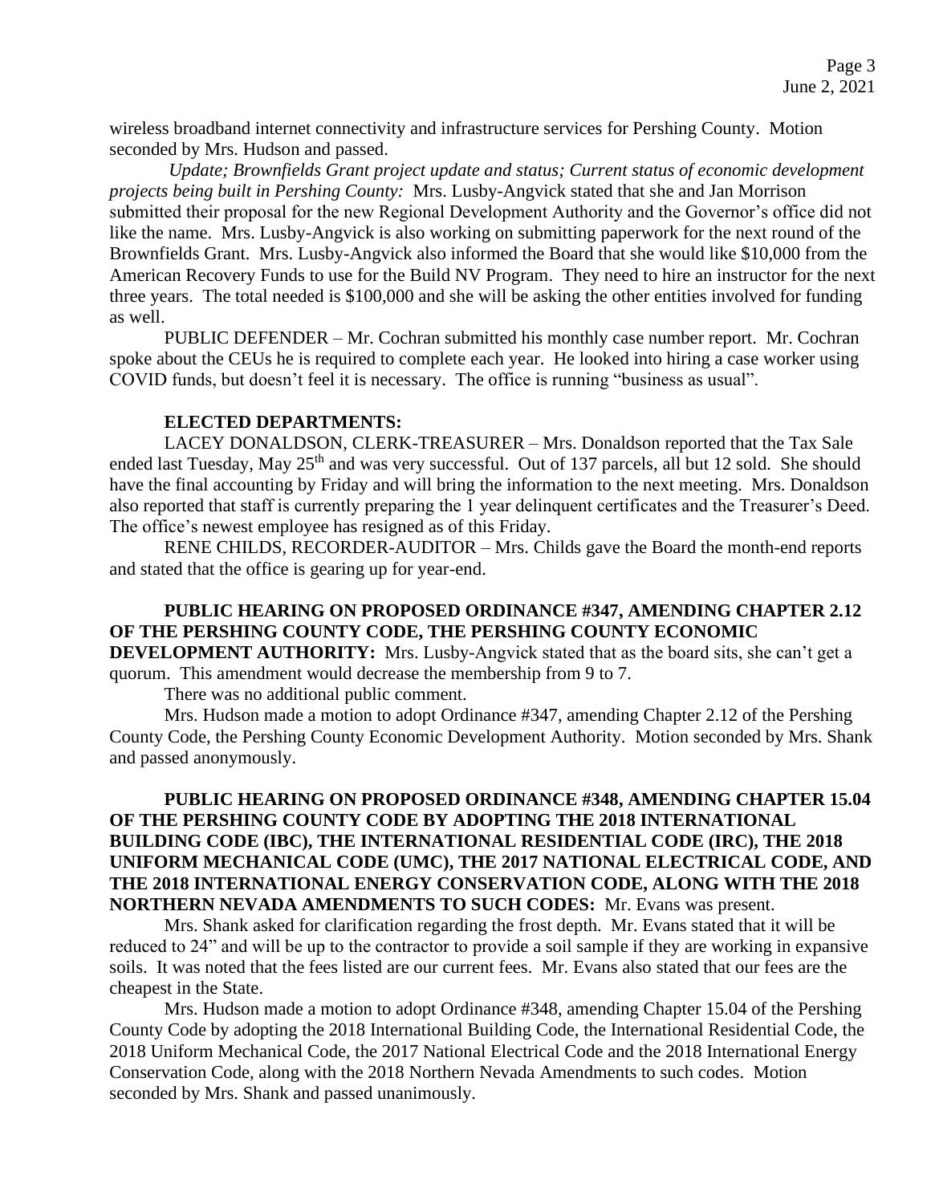wireless broadband internet connectivity and infrastructure services for Pershing County. Motion seconded by Mrs. Hudson and passed.

*Update; Brownfields Grant project update and status; Current status of economic development projects being built in Pershing County:* Mrs. Lusby-Angvick stated that she and Jan Morrison submitted their proposal for the new Regional Development Authority and the Governor's office did not like the name. Mrs. Lusby-Angvick is also working on submitting paperwork for the next round of the Brownfields Grant. Mrs. Lusby-Angvick also informed the Board that she would like $10,000 from the American Recovery Funds to use for the Build NV Program. They need to hire an instructor for the next three years. The total needed is $100,000 and she will be asking the other entities involved for funding as well.

PUBLIC DEFENDER – Mr. Cochran submitted his monthly case number report. Mr. Cochran spoke about the CEUs he is required to complete each year. He looked into hiring a case worker using COVID funds, but doesn't feel it is necessary. The office is running "business as usual".

**ELECTED DEPARTMENTS:**

LACEY DONALDSON, CLERK-TREASURER – Mrs. Donaldson reported that the Tax Sale ended last Tuesday, May 25th and was very successful. Out of 137 parcels, all but 12 sold. She should have the final accounting by Friday and will bring the information to the next meeting. Mrs. Donaldson also reported that staff is currently preparing the 1 year delinquent certificates and the Treasurer's Deed. The office's newest employee has resigned as of this Friday.

RENE CHILDS, RECORDER-AUDITOR – Mrs. Childs gave the Board the month-end reports and stated that the office is gearing up for year-end.

**PUBLIC HEARING ON PROPOSED ORDINANCE #347, AMENDING CHAPTER 2.12 OF THE PERSHING COUNTY CODE, THE PERSHING COUNTY ECONOMIC DEVELOPMENT AUTHORITY:** Mrs. Lusby-Angvick stated that as the board sits, she can't get a quorum. This amendment would decrease the membership from 9 to 7.

There was no additional public comment.

Mrs. Hudson made a motion to adopt Ordinance #347, amending Chapter 2.12 of the Pershing County Code, the Pershing County Economic Development Authority. Motion seconded by Mrs. Shank and passed anonymously.

**PUBLIC HEARING ON PROPOSED ORDINANCE #348, AMENDING CHAPTER 15.04 OF THE PERSHING COUNTY CODE BY ADOPTING THE 2018 INTERNATIONAL BUILDING CODE (IBC), THE INTERNATIONAL RESIDENTIAL CODE (IRC), THE 2018 UNIFORM MECHANICAL CODE (UMC), THE 2017 NATIONAL ELECTRICAL CODE, AND THE 2018 INTERNATIONAL ENERGY CONSERVATION CODE, ALONG WITH THE 2018 NORTHERN NEVADA AMENDMENTS TO SUCH CODES:** Mr. Evans was present.

Mrs. Shank asked for clarification regarding the frost depth. Mr. Evans stated that it will be reduced to 24" and will be up to the contractor to provide a soil sample if they are working in expansive soils. It was noted that the fees listed are our current fees. Mr. Evans also stated that our fees are the cheapest in the State.

Mrs. Hudson made a motion to adopt Ordinance #348, amending Chapter 15.04 of the Pershing County Code by adopting the 2018 International Building Code, the International Residential Code, the 2018 Uniform Mechanical Code, the 2017 National Electrical Code and the 2018 International Energy Conservation Code, along with the 2018 Northern Nevada Amendments to such codes. Motion seconded by Mrs. Shank and passed unanimously.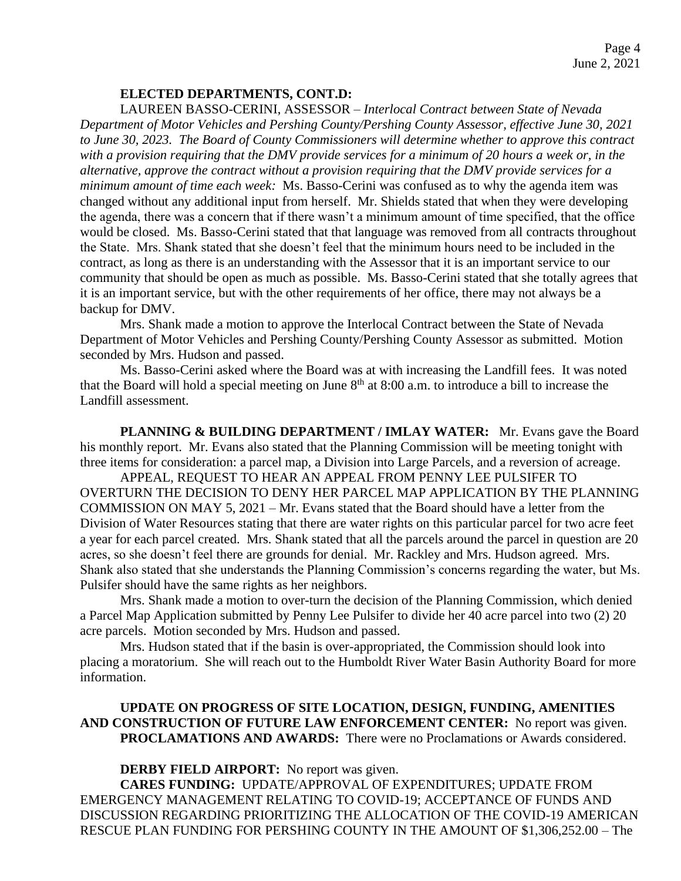**ELECTED DEPARTMENTS, CONT.D:**

LAUREEN BASSO-CERINI, ASSESSOR – *Interlocal Contract between State of Nevada Department of Motor Vehicles and Pershing County/Pershing County Assessor, effective June 30, 2021 to June 30, 2023. The Board of County Commissioners will determine whether to approve this contract with a provision requiring that the DMV provide services for a minimum of 20 hours a week or, in the alternative, approve the contract without a provision requiring that the DMV provide services for a minimum amount of time each week:* Ms. Basso-Cerini was confused as to why the agenda item was changed without any additional input from herself. Mr. Shields stated that when they were developing the agenda, there was a concern that if there wasn't a minimum amount of time specified, that the office would be closed. Ms. Basso-Cerini stated that that language was removed from all contracts throughout the State. Mrs. Shank stated that she doesn't feel that the minimum hours need to be included in the contract, as long as there is an understanding with the Assessor that it is an important service to our community that should be open as much as possible. Ms. Basso-Cerini stated that she totally agrees that it is an important service, but with the other requirements of her office, there may not always be a backup for DMV.

Mrs. Shank made a motion to approve the Interlocal Contract between the State of Nevada Department of Motor Vehicles and Pershing County/Pershing County Assessor as submitted. Motion seconded by Mrs. Hudson and passed.

Ms. Basso-Cerini asked where the Board was at with increasing the Landfill fees. It was noted that the Board will hold a special meeting on June 8th at 8:00 a.m. to introduce a bill to increase the Landfill assessment.

**PLANNING & BUILDING DEPARTMENT / IMLAY WATER:** Mr. Evans gave the Board his monthly report. Mr. Evans also stated that the Planning Commission will be meeting tonight with three items for consideration: a parcel map, a Division into Large Parcels, and a reversion of acreage.

APPEAL, REQUEST TO HEAR AN APPEAL FROM PENNY LEE PULSIFER TO OVERTURN THE DECISION TO DENY HER PARCEL MAP APPLICATION BY THE PLANNING COMMISSION ON MAY 5, 2021 – Mr. Evans stated that the Board should have a letter from the Division of Water Resources stating that there are water rights on this particular parcel for two acre feet a year for each parcel created. Mrs. Shank stated that all the parcels around the parcel in question are 20 acres, so she doesn't feel there are grounds for denial. Mr. Rackley and Mrs. Hudson agreed. Mrs. Shank also stated that she understands the Planning Commission's concerns regarding the water, but Ms. Pulsifer should have the same rights as her neighbors.

Mrs. Shank made a motion to over-turn the decision of the Planning Commission, which denied a Parcel Map Application submitted by Penny Lee Pulsifer to divide her 40 acre parcel into two (2) 20 acre parcels. Motion seconded by Mrs. Hudson and passed.

Mrs. Hudson stated that if the basin is over-appropriated, the Commission should look into placing a moratorium. She will reach out to the Humboldt River Water Basin Authority Board for more information.

**UPDATE ON PROGRESS OF SITE LOCATION, DESIGN, FUNDING, AMENITIES AND CONSTRUCTION OF FUTURE LAW ENFORCEMENT CENTER:** No report was given.

**PROCLAMATIONS AND AWARDS:** There were no Proclamations or Awards considered.

**DERBY FIELD AIRPORT:** No report was given.

**CARES FUNDING:** UPDATE/APPROVAL OF EXPENDITURES; UPDATE FROM EMERGENCY MANAGEMENT RELATING TO COVID-19; ACCEPTANCE OF FUNDS AND DISCUSSION REGARDING PRIORITIZING THE ALLOCATION OF THE COVID-19 AMERICAN RESCUE PLAN FUNDING FOR PERSHING COUNTY IN THE AMOUNT OF $1,306,252.00 – The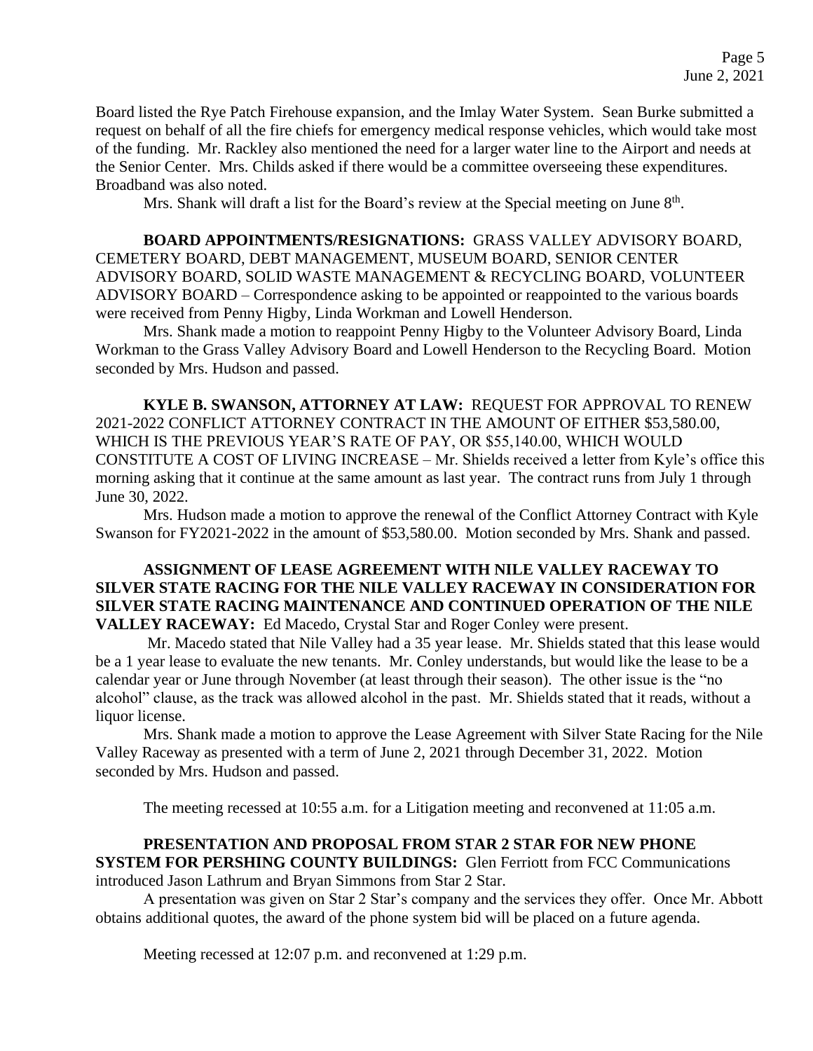Board listed the Rye Patch Firehouse expansion, and the Imlay Water System. Sean Burke submitted a request on behalf of all the fire chiefs for emergency medical response vehicles, which would take most of the funding. Mr. Rackley also mentioned the need for a larger water line to the Airport and needs at the Senior Center. Mrs. Childs asked if there would be a committee overseeing these expenditures. Broadband was also noted.

Mrs. Shank will draft a list for the Board's review at the Special meeting on June 8th.

**BOARD APPOINTMENTS/RESIGNATIONS:** GRASS VALLEY ADVISORY BOARD, CEMETERY BOARD, DEBT MANAGEMENT, MUSEUM BOARD, SENIOR CENTER ADVISORY BOARD, SOLID WASTE MANAGEMENT & RECYCLING BOARD, VOLUNTEER ADVISORY BOARD – Correspondence asking to be appointed or reappointed to the various boards were received from Penny Higby, Linda Workman and Lowell Henderson.

Mrs. Shank made a motion to reappoint Penny Higby to the Volunteer Advisory Board, Linda Workman to the Grass Valley Advisory Board and Lowell Henderson to the Recycling Board. Motion seconded by Mrs. Hudson and passed.

**KYLE B. SWANSON, ATTORNEY AT LAW:** REQUEST FOR APPROVAL TO RENEW 2021-2022 CONFLICT ATTORNEY CONTRACT IN THE AMOUNT OF EITHER $53,580.00, WHICH IS THE PREVIOUS YEAR'S RATE OF PAY, OR $55,140.00, WHICH WOULD CONSTITUTE A COST OF LIVING INCREASE – Mr. Shields received a letter from Kyle's office this morning asking that it continue at the same amount as last year. The contract runs from July 1 through June 30, 2022.

Mrs. Hudson made a motion to approve the renewal of the Conflict Attorney Contract with Kyle Swanson for FY2021-2022 in the amount of $53,580.00. Motion seconded by Mrs. Shank and passed.

**ASSIGNMENT OF LEASE AGREEMENT WITH NILE VALLEY RACEWAY TO SILVER STATE RACING FOR THE NILE VALLEY RACEWAY IN CONSIDERATION FOR SILVER STATE RACING MAINTENANCE AND CONTINUED OPERATION OF THE NILE VALLEY RACEWAY:** Ed Macedo, Crystal Star and Roger Conley were present.

Mr. Macedo stated that Nile Valley had a 35 year lease. Mr. Shields stated that this lease would be a 1 year lease to evaluate the new tenants. Mr. Conley understands, but would like the lease to be a calendar year or June through November (at least through their season). The other issue is the "no alcohol" clause, as the track was allowed alcohol in the past. Mr. Shields stated that it reads, without a liquor license.

Mrs. Shank made a motion to approve the Lease Agreement with Silver State Racing for the Nile Valley Raceway as presented with a term of June 2, 2021 through December 31, 2022. Motion seconded by Mrs. Hudson and passed.

The meeting recessed at 10:55 a.m. for a Litigation meeting and reconvened at 11:05 a.m.

**PRESENTATION AND PROPOSAL FROM STAR 2 STAR FOR NEW PHONE SYSTEM FOR PERSHING COUNTY BUILDINGS:** Glen Ferriott from FCC Communications introduced Jason Lathrum and Bryan Simmons from Star 2 Star.

A presentation was given on Star 2 Star's company and the services they offer. Once Mr. Abbott obtains additional quotes, the award of the phone system bid will be placed on a future agenda.

Meeting recessed at 12:07 p.m. and reconvened at 1:29 p.m.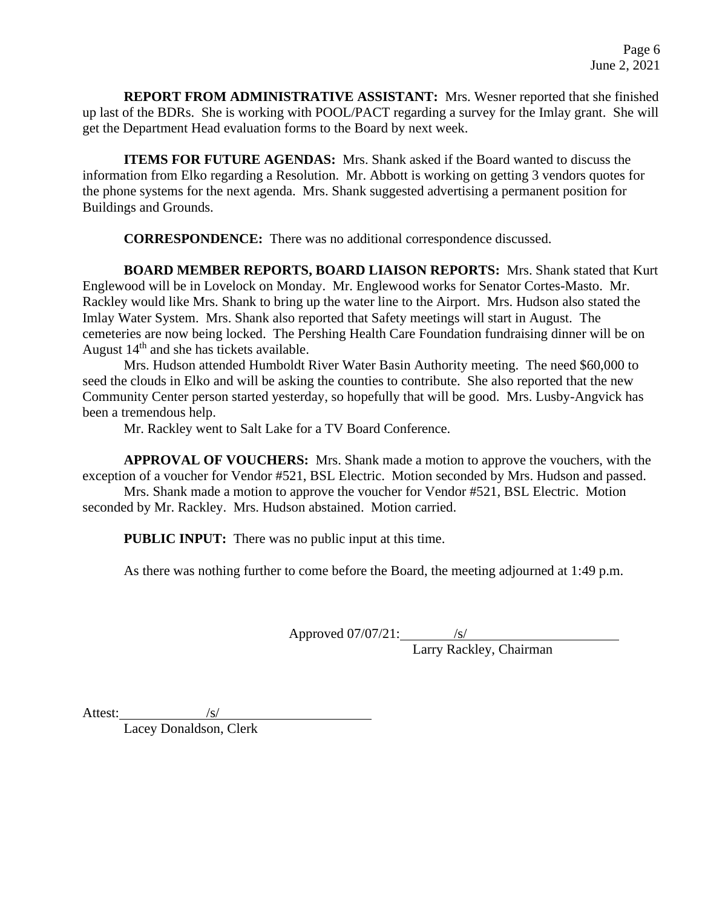**REPORT FROM ADMINISTRATIVE ASSISTANT:** Mrs. Wesner reported that she finished up last of the BDRs. She is working with POOL/PACT regarding a survey for the Imlay grant. She will get the Department Head evaluation forms to the Board by next week.

**ITEMS FOR FUTURE AGENDAS:** Mrs. Shank asked if the Board wanted to discuss the information from Elko regarding a Resolution. Mr. Abbott is working on getting 3 vendors quotes for the phone systems for the next agenda. Mrs. Shank suggested advertising a permanent position for Buildings and Grounds.

**CORRESPONDENCE:** There was no additional correspondence discussed.

**BOARD MEMBER REPORTS, BOARD LIAISON REPORTS:** Mrs. Shank stated that Kurt Englewood will be in Lovelock on Monday. Mr. Englewood works for Senator Cortes-Masto. Mr. Rackley would like Mrs. Shank to bring up the water line to the Airport. Mrs. Hudson also stated the Imlay Water System. Mrs. Shank also reported that Safety meetings will start in August. The cemeteries are now being locked. The Pershing Health Care Foundation fundraising dinner will be on August 14th and she has tickets available.

Mrs. Hudson attended Humboldt River Water Basin Authority meeting. The need $60,000 to seed the clouds in Elko and will be asking the counties to contribute. She also reported that the new Community Center person started yesterday, so hopefully that will be good. Mrs. Lusby-Angvick has been a tremendous help.

Mr. Rackley went to Salt Lake for a TV Board Conference.

**APPROVAL OF VOUCHERS:** Mrs. Shank made a motion to approve the vouchers, with the exception of a voucher for Vendor #521, BSL Electric. Motion seconded by Mrs. Hudson and passed.

Mrs. Shank made a motion to approve the voucher for Vendor #521, BSL Electric. Motion seconded by Mr. Rackley. Mrs. Hudson abstained. Motion carried.

**PUBLIC INPUT:** There was no public input at this time.

As there was nothing further to come before the Board, the meeting adjourned at 1:49 p.m.

Approved 07/07/21: /s/
Larry Rackley, Chairman

Attest: /s/
Lacey Donaldson, Clerk